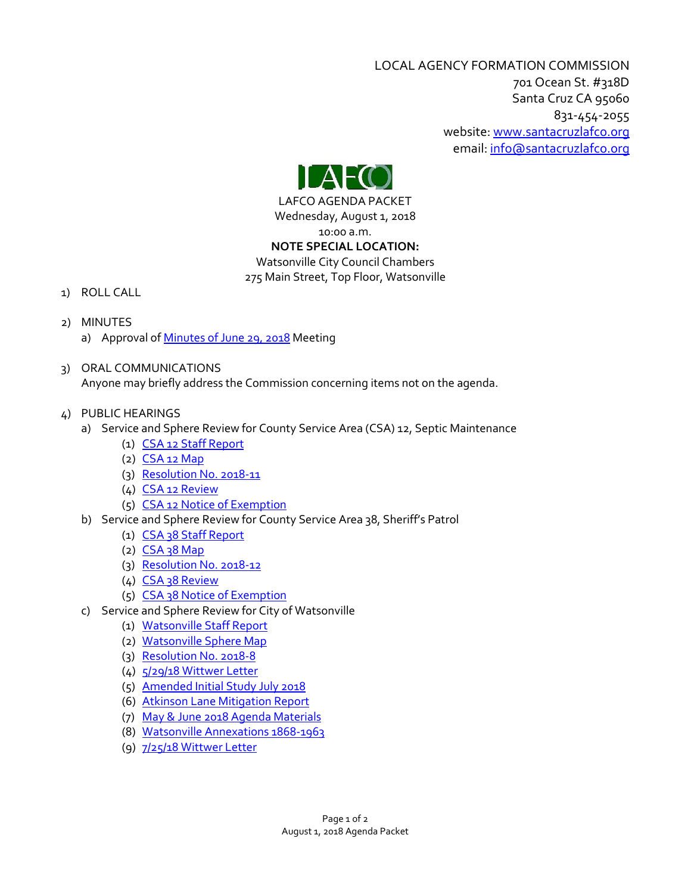LOCAL AGENCY FORMATION COMMISSION
701 Ocean St. #318D
Santa Cruz CA 95060
831-454-2055
website: www.santacruzlafco.org
email: info@santacruzlafco.org

LAFCO

LAFCO AGENDA PACKET
Wednesday, August 1, 2018
10:00 a.m.
**NOTE SPECIAL LOCATION:**
Watsonville City Council Chambers
275 Main Street, Top Floor, Watsonville

1) ROLL CALL

2) MINUTES
   a) Approval of Minutes of June 29, 2018 Meeting

3) ORAL COMMUNICATIONS
   Anyone may briefly address the Commission concerning items not on the agenda.

4) PUBLIC HEARINGS
   a) Service and Sphere Review for County Service Area (CSA) 12, Septic Maintenance
      (1) CSA 12 Staff Report
      (2) CSA 12 Map
      (3) Resolution No. 2018-11
      (4) CSA 12 Review
      (5) CSA 12 Notice of Exemption
   b) Service and Sphere Review for County Service Area 38, Sheriff's Patrol
      (1) CSA 38 Staff Report
      (2) CSA 38 Map
      (3) Resolution No. 2018-12
      (4) CSA 38 Review
      (5) CSA 38 Notice of Exemption
   c) Service and Sphere Review for City of Watsonville
      (1) Watsonville Staff Report
      (2) Watsonville Sphere Map
      (3) Resolution No. 2018-8
      (4) 5/29/18 Wittwer Letter
      (5) Amended Initial Study July 2018
      (6) Atkinson Lane Mitigation Report
      (7) May & June 2018 Agenda Materials
      (8) Watsonville Annexations 1868-1963
      (9) 7/25/18 Wittwer Letter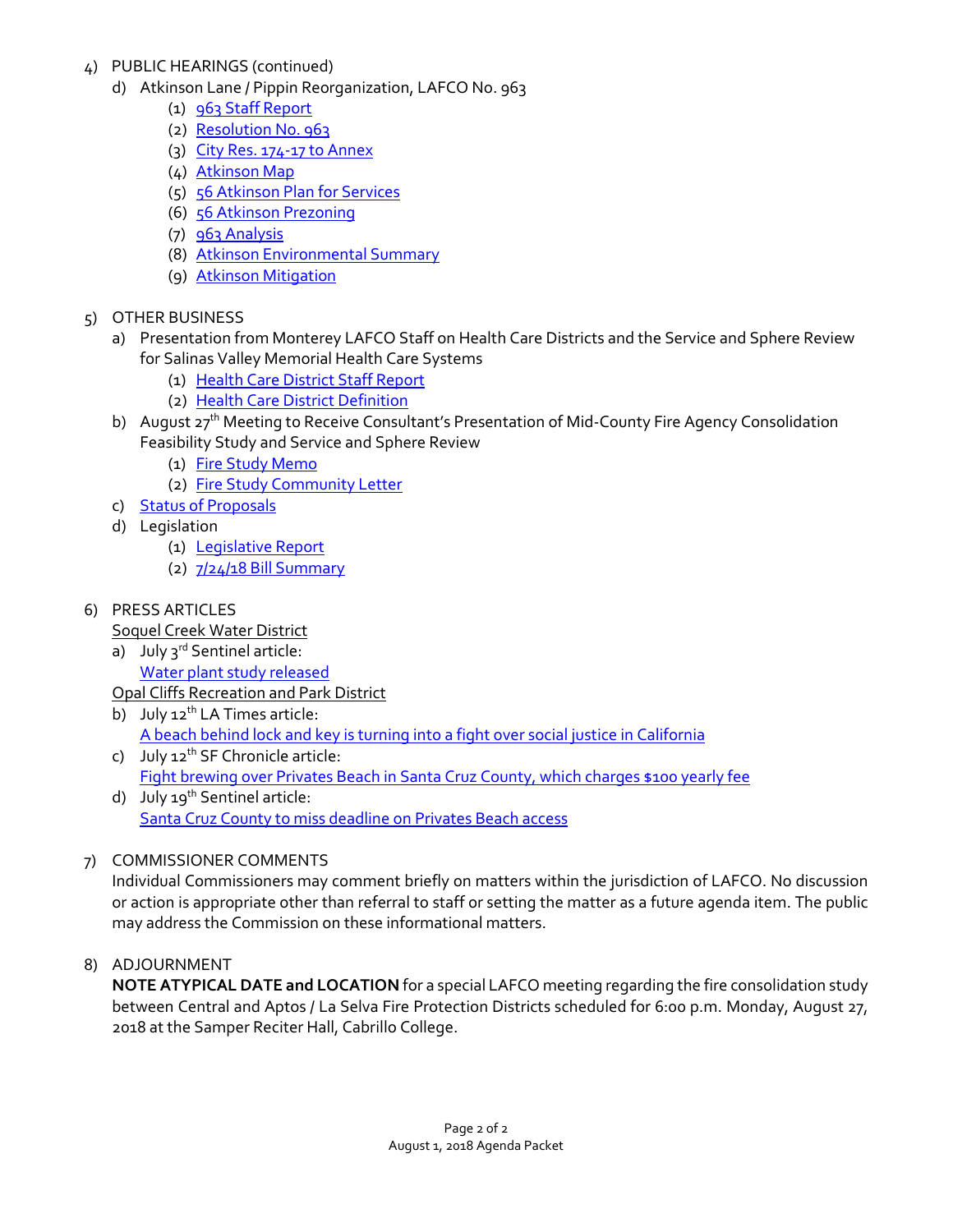4) PUBLIC HEARINGS (continued)
   d) Atkinson Lane / Pippin Reorganization, LAFCO No. 963
      (1) 963 Staff Report
      (2) Resolution No. 963
      (3) City Res. 174-17 to Annex
      (4) Atkinson Map
      (5) 56 Atkinson Plan for Services
      (6) 56 Atkinson Prezoning
      (7) 963 Analysis
      (8) Atkinson Environmental Summary
      (9) Atkinson Mitigation

5) OTHER BUSINESS
   a) Presentation from Monterey LAFCO Staff on Health Care Districts and the Service and Sphere Review for Salinas Valley Memorial Health Care Systems
      (1) Health Care District Staff Report
      (2) Health Care District Definition
   b) August 27th Meeting to Receive Consultant's Presentation of Mid-County Fire Agency Consolidation Feasibility Study and Service and Sphere Review
      (1) Fire Study Memo
      (2) Fire Study Community Letter
   c) Status of Proposals
   d) Legislation
      (1) Legislative Report
      (2) 7/24/18 Bill Summary

6) PRESS ARTICLES
   Soquel Creek Water District
   a) July 3rd Sentinel article:
      Water plant study released
   Opal Cliffs Recreation and Park District
   b) July 12th LA Times article:
      A beach behind lock and key is turning into a fight over social justice in California
   c) July 12th SF Chronicle article:
      Fight brewing over Privates Beach in Santa Cruz County, which charges $100 yearly fee
   d) July 19th Sentinel article:
      Santa Cruz County to miss deadline on Privates Beach access

7) COMMISSIONER COMMENTS
   Individual Commissioners may comment briefly on matters within the jurisdiction of LAFCO. No discussion or action is appropriate other than referral to staff or setting the matter as a future agenda item. The public may address the Commission on these informational matters.

8) ADJOURNMENT
   **NOTE ATYPICAL DATE and LOCATION** for a special LAFCO meeting regarding the fire consolidation study between Central and Aptos / La Selva Fire Protection Districts scheduled for 6:00 p.m. Monday, August 27, 2018 at the Samper Reciter Hall, Cabrillo College.